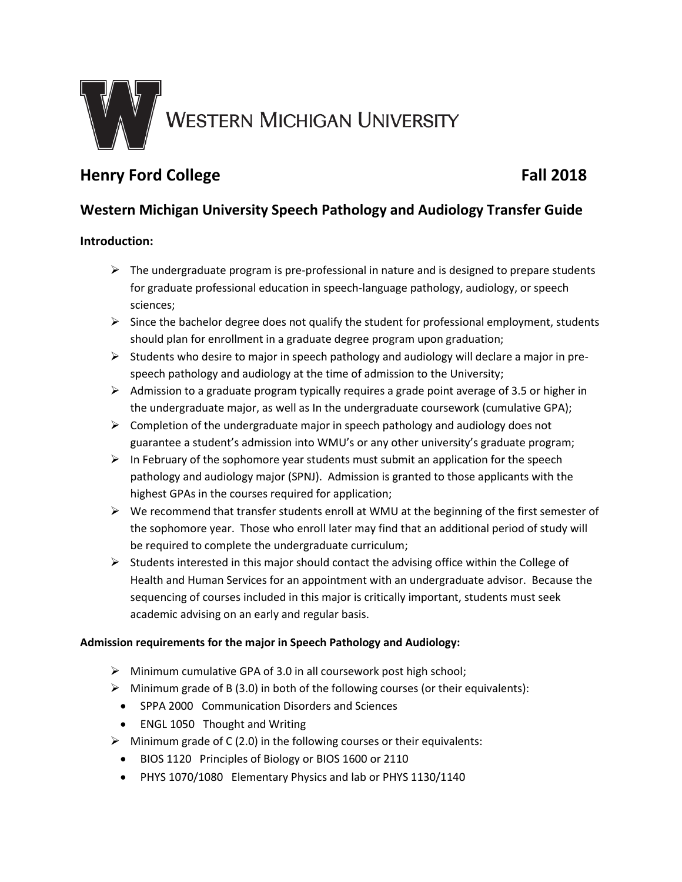WESTERN MICHIGAN UNIVERSITY

## Henry Ford College Fall 2018

## Western Michigan University Speech Pathology and Audiology Transfer Guide

**Introduction:**

- The undergraduate program is pre-professional in nature and is designed to prepare students for graduate professional education in speech-language pathology, audiology, or speech sciences;
- Since the bachelor degree does not qualify the student for professional employment, students should plan for enrollment in a graduate degree program upon graduation;
- Students who desire to major in speech pathology and audiology will declare a major in pre-speech pathology and audiology at the time of admission to the University;
- Admission to a graduate program typically requires a grade point average of 3.5 or higher in the undergraduate major, as well as In the undergraduate coursework (cumulative GPA);
- Completion of the undergraduate major in speech pathology and audiology does not guarantee a student's admission into WMU's or any other university's graduate program;
- In February of the sophomore year students must submit an application for the speech pathology and audiology major (SPNJ). Admission is granted to those applicants with the highest GPAs in the courses required for application;
- We recommend that transfer students enroll at WMU at the beginning of the first semester of the sophomore year. Those who enroll later may find that an additional period of study will be required to complete the undergraduate curriculum;
- Students interested in this major should contact the advising office within the College of Health and Human Services for an appointment with an undergraduate advisor. Because the sequencing of courses included in this major is critically important, students must seek academic advising on an early and regular basis.

**Admission requirements for the major in Speech Pathology and Audiology:**

- Minimum cumulative GPA of 3.0 in all coursework post high school;
- Minimum grade of B (3.0) in both of the following courses (or their equivalents):
  - SPPA 2000 Communication Disorders and Sciences
  - ENGL 1050 Thought and Writing
- Minimum grade of C (2.0) in the following courses or their equivalents:
  - BIOS 1120 Principles of Biology or BIOS 1600 or 2110
  - PHYS 1070/1080 Elementary Physics and lab or PHYS 1130/1140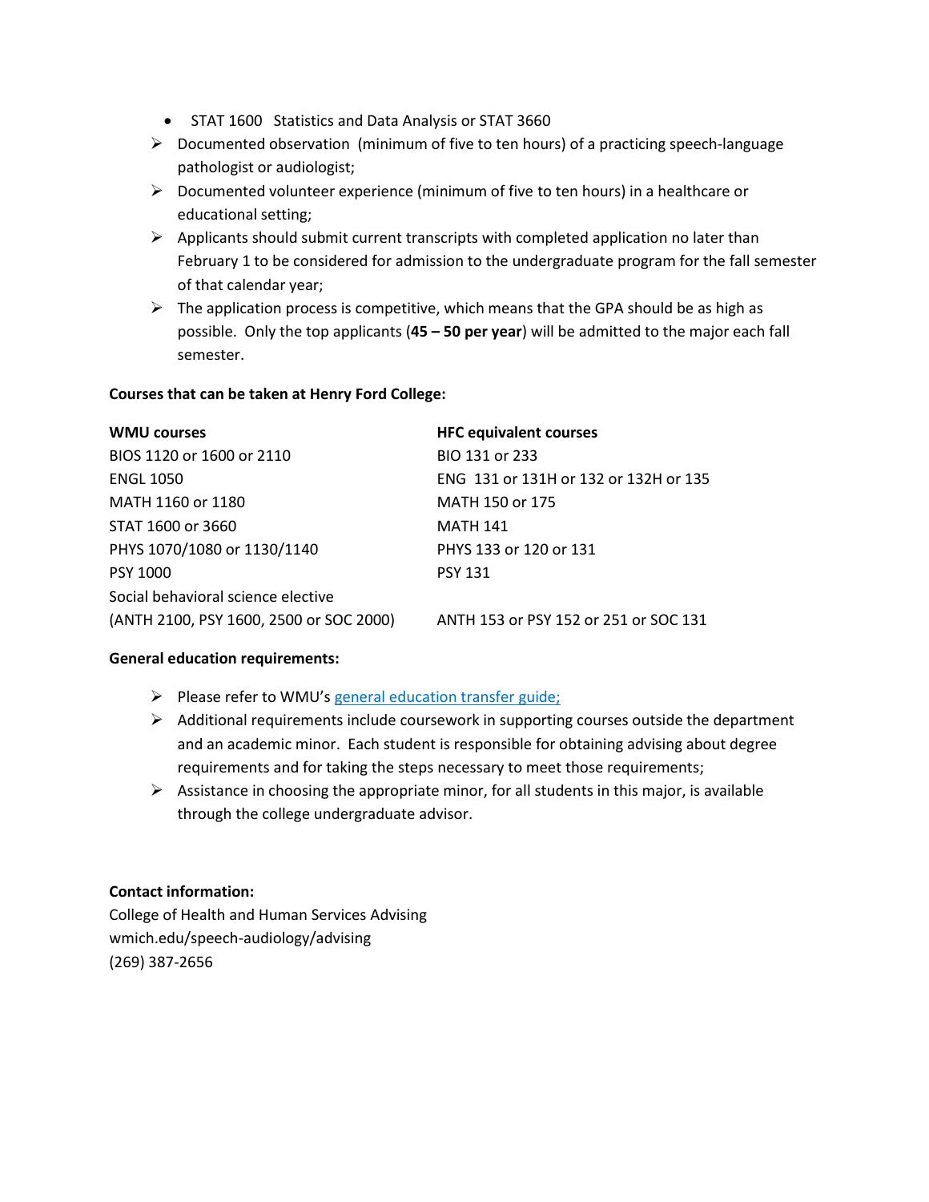- STAT 1600 Statistics and Data Analysis or STAT 3660

- Documented observation (minimum of five to ten hours) of a practicing speech-language pathologist or audiologist;
- Documented volunteer experience (minimum of five to ten hours) in a healthcare or educational setting;
- Applicants should submit current transcripts with completed application no later than February 1 to be considered for admission to the undergraduate program for the fall semester of that calendar year;
- The application process is competitive, which means that the GPA should be as high as possible. Only the top applicants (**45 – 50 per year**) will be admitted to the major each fall semester.

**Courses that can be taken at Henry Ford College:**

| WMU courses | HFC equivalent courses |
|---|---|
| BIOS 1120 or 1600 or 2110 | BIO 131 or 233 |
| ENGL 1050 | ENG 131 or 131H or 132 or 132H or 135 |
| MATH 1160 or 1180 | MATH 150 or 175 |
| STAT 1600 or 3660 | MATH 141 |
| PHYS 1070/1080 or 1130/1140 | PHYS 133 or 120 or 131 |
| PSY 1000 | PSY 131 |
| Social behavioral science elective (ANTH 2100, PSY 1600, 2500 or SOC 2000) | ANTH 153 or PSY 152 or 251 or SOC 131 |

**General education requirements:**

- Please refer to WMU's general education transfer guide;
- Additional requirements include coursework in supporting courses outside the department and an academic minor. Each student is responsible for obtaining advising about degree requirements and for taking the steps necessary to meet those requirements;
- Assistance in choosing the appropriate minor, for all students in this major, is available through the college undergraduate advisor.

**Contact information:**
College of Health and Human Services Advising
wmich.edu/speech-audiology/advising
(269) 387-2656